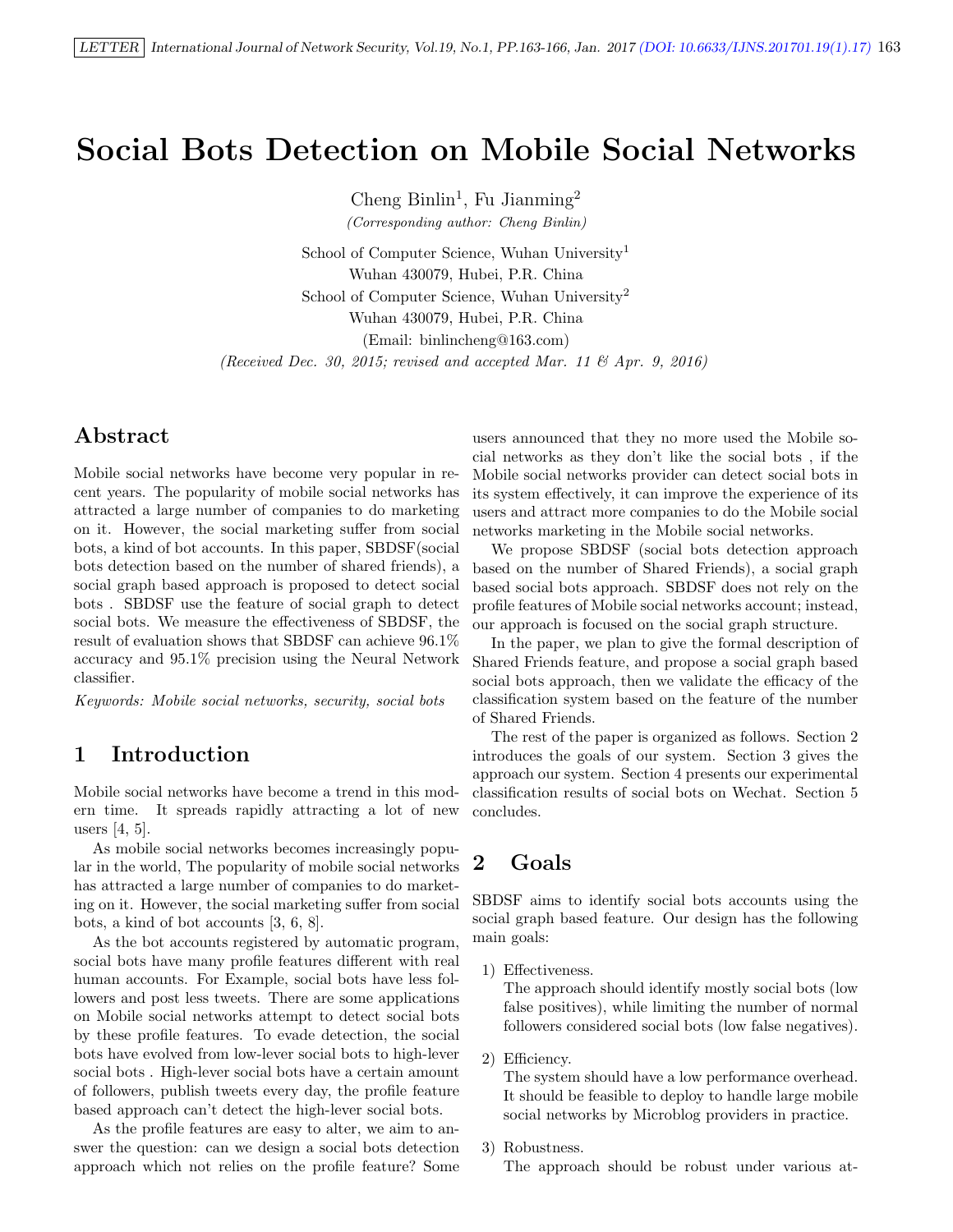# Social Bots Detection on Mobile Social Networks

Cheng Binlin[1], Fu Jianming[2]

*(Corresponding author: Cheng Binlin)*

School of Computer Science, Wuhan University[1]
Wuhan 430079, Hubei, P.R. China
School of Computer Science, Wuhan University[2]
Wuhan 430079, Hubei, P.R. China
(Email: binlincheng@163.com)

*(Received Dec. 30, 2015; revised and accepted Mar. 11 & Apr. 9, 2016)*

## Abstract

Mobile social networks have become very popular in recent years. The popularity of mobile social networks has attracted a large number of companies to do marketing on it. However, the social marketing suffer from social bots, a kind of bot accounts. In this paper, SBDSF(social bots detection based on the number of shared friends), a social graph based approach is proposed to detect social bots . SBDSF use the feature of social graph to detect social bots. We measure the effectiveness of SBDSF, the result of evaluation shows that SBDSF can achieve 96.1% accuracy and 95.1% precision using the Neural Network classifier.

*Keywords: Mobile social networks, security, social bots*

## 1 Introduction

Mobile social networks have become a trend in this modern time. It spreads rapidly attracting a lot of new users [4, 5].

As mobile social networks becomes increasingly popular in the world, The popularity of mobile social networks has attracted a large number of companies to do marketing on it. However, the social marketing suffer from social bots, a kind of bot accounts [3, 6, 8].

As the bot accounts registered by automatic program, social bots have many profile features different with real human accounts. For Example, social bots have less followers and post less tweets. There are some applications on Mobile social networks attempt to detect social bots by these profile features. To evade detection, the social bots have evolved from low-lever social bots to high-lever social bots . High-lever social bots have a certain amount of followers, publish tweets every day, the profile feature based approach can't detect the high-lever social bots.

As the profile features are easy to alter, we aim to answer the question: can we design a social bots detection approach which not relies on the profile feature? Some users announced that they no more used the Mobile social networks as they don't like the social bots , if the Mobile social networks provider can detect social bots in its system effectively, it can improve the experience of its users and attract more companies to do the Mobile social networks marketing in the Mobile social networks.

We propose SBDSF (social bots detection approach based on the number of Shared Friends), a social graph based social bots approach. SBDSF does not rely on the profile features of Mobile social networks account; instead, our approach is focused on the social graph structure.

In the paper, we plan to give the formal description of Shared Friends feature, and propose a social graph based social bots approach, then we validate the efficacy of the classification system based on the feature of the number of Shared Friends.

The rest of the paper is organized as follows. Section 2 introduces the goals of our system. Section 3 gives the approach our system. Section 4 presents our experimental classification results of social bots on Wechat. Section 5 concludes.

## 2 Goals

SBDSF aims to identify social bots accounts using the social graph based feature. Our design has the following main goals:

1) Effectiveness.
The approach should identify mostly social bots (low false positives), while limiting the number of normal followers considered social bots (low false negatives).

2) Efficiency.
The system should have a low performance overhead. It should be feasible to deploy to handle large mobile social networks by Microblog providers in practice.

3) Robustness.
The approach should be robust under various at-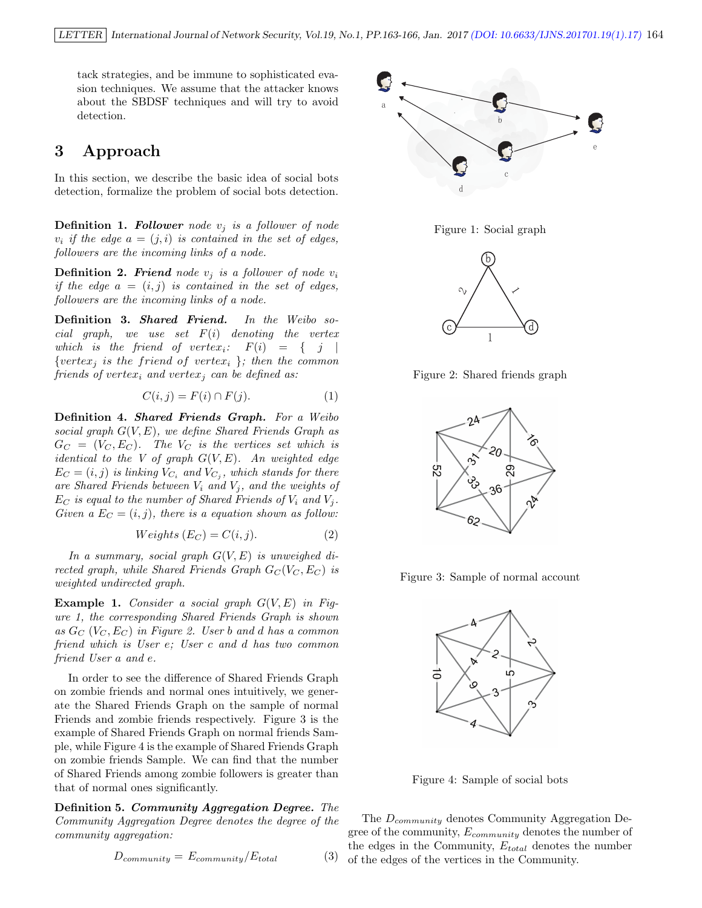tack strategies, and be immune to sophisticated evasion techniques. We assume that the attacker knows about the SBDSF techniques and will try to avoid detection.

## 3 Approach

In this section, we describe the basic idea of social bots detection, formalize the problem of social bots detection.

**Definition 1.** ***Follower*** *node $v_j$ is a follower of node $v_i$ if the edge $a = (j, i)$ is contained in the set of edges, followers are the incoming links of a node.*

**Definition 2.** ***Friend*** *node $v_j$ is a follower of node $v_i$ if the edge $a = (i, j)$ is contained in the set of edges, followers are the incoming links of a node.*

**Definition 3.** ***Shared Friend.*** *In the Weibo social graph, we use set $F(i)$ denoting the vertex which is the friend of $vertex_i$: $F(i) = \{ j \mid \{vertex_j$ is the friend of $vertex_i\}\}$; then the common friends of $vertex_i$ and $vertex_j$ can be defined as:*

$$C(i, j) = F(i) \cap F(j). \quad (1)$$

**Definition 4.** ***Shared Friends Graph.*** *For a Weibo social graph $G(V, E)$, we define Shared Friends Graph as $G_C = (V_C, E_C)$. The $V_C$ is the vertices set which is identical to the $V$ of graph $G(V, E)$. An weighted edge $E_C = (i, j)$ is linking $V_{C_i}$ and $V_{C_j}$, which stands for there are Shared Friends between $V_i$ and $V_j$, and the weights of $E_C$ is equal to the number of Shared Friends of $V_i$ and $V_j$. Given a $E_C = (i, j)$, there is a equation shown as follow:*

$$Weights\ (E_C) = C(i, j). \quad (2)$$

*In a summary, social graph $G(V, E)$ is unweighed directed graph, while Shared Friends Graph $G_C(V_C, E_C)$ is weighted undirected graph.*

**Example 1.** *Consider a social graph $G(V, E)$ in Figure 1, the corresponding Shared Friends Graph is shown as $G_C$ $(V_C, E_C)$ in Figure 2. User b and d has a common friend which is User e; User c and d has two common friend User a and e.*

In order to see the difference of Shared Friends Graph on zombie friends and normal ones intuitively, we generate the Shared Friends Graph on the sample of normal Friends and zombie friends respectively. Figure 3 is the example of Shared Friends Graph on normal friends Sample, while Figure 4 is the example of Shared Friends Graph on zombie friends Sample. We can find that the number of Shared Friends among zombie followers is greater than that of normal ones significantly.

**Definition 5.** ***Community Aggregation Degree.*** *The Community Aggregation Degree denotes the degree of the community aggregation:*

$$D_{community} = E_{community}/E_{total} \quad (3)$$

The $D_{community}$ denotes Community Aggregation Degree of the community, $E_{community}$ denotes the number of the edges in the Community, $E_{total}$ denotes the number of the edges of the vertices in the Community.

Figure 1: Social graph

Figure 2: Shared friends graph

Figure 3: Sample of normal account

Figure 4: Sample of social bots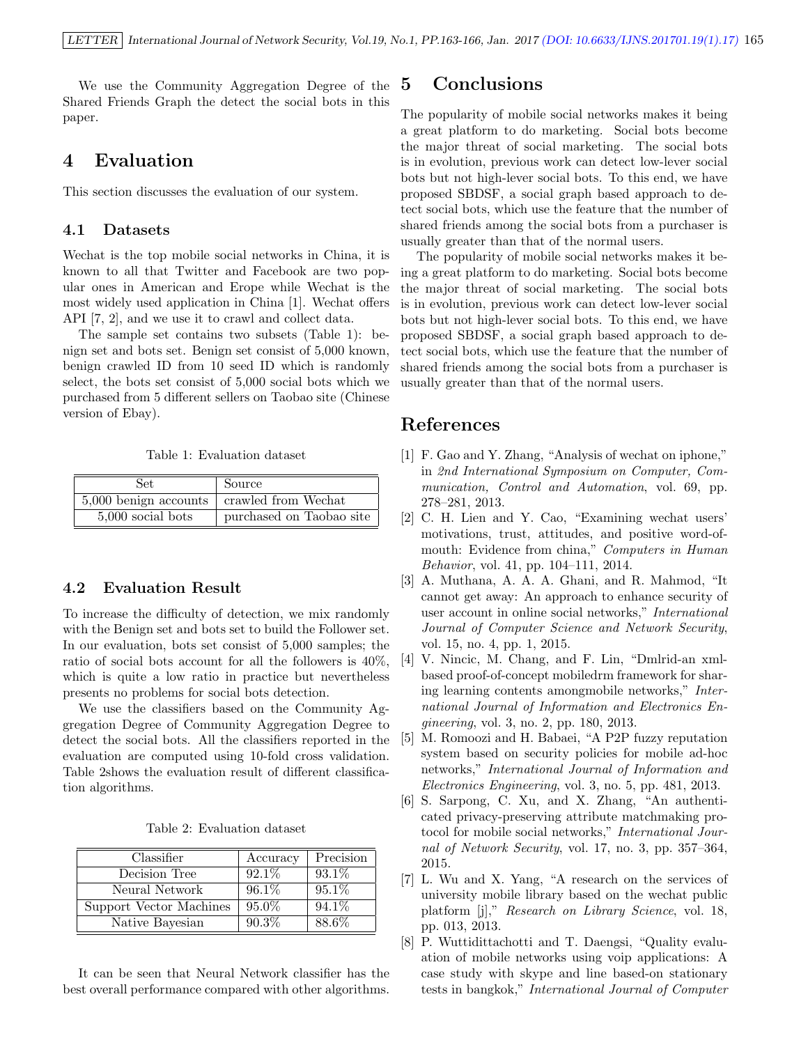We use the Community Aggregation Degree of the Shared Friends Graph the detect the social bots in this paper.

## 4 Evaluation

This section discusses the evaluation of our system.

### 4.1 Datasets

Wechat is the top mobile social networks in China, it is known to all that Twitter and Facebook are two popular ones in American and Erope while Wechat is the most widely used application in China [1]. Wechat offers API [7, 2], and we use it to crawl and collect data.

The sample set contains two subsets (Table 1): benign set and bots set. Benign set consist of 5,000 known, benign crawled ID from 10 seed ID which is randomly select, the bots set consist of 5,000 social bots which we purchased from 5 different sellers on Taobao site (Chinese version of Ebay).

Table 1: Evaluation dataset

| Set | Source |
|---|---|
| 5,000 benign accounts | crawled from Wechat |
| 5,000 social bots | purchased on Taobao site |

### 4.2 Evaluation Result

To increase the difficulty of detection, we mix randomly with the Benign set and bots set to build the Follower set. In our evaluation, bots set consist of 5,000 samples; the ratio of social bots account for all the followers is 40%, which is quite a low ratio in practice but nevertheless presents no problems for social bots detection.

We use the classifiers based on the Community Aggregation Degree of Community Aggregation Degree to detect the social bots. All the classifiers reported in the evaluation are computed using 10-fold cross validation. Table 2shows the evaluation result of different classification algorithms.

Table 2: Evaluation dataset

| Classifier | Accuracy | Precision |
|---|---|---|
| Decision Tree | 92.1% | 93.1% |
| Neural Network | 96.1% | 95.1% |
| Support Vector Machines | 95.0% | 94.1% |
| Native Bayesian | 90.3% | 88.6% |

It can be seen that Neural Network classifier has the best overall performance compared with other algorithms.

## 5 Conclusions

The popularity of mobile social networks makes it being a great platform to do marketing. Social bots become the major threat of social marketing. The social bots is in evolution, previous work can detect low-lever social bots but not high-lever social bots. To this end, we have proposed SBDSF, a social graph based approach to detect social bots, which use the feature that the number of shared friends among the social bots from a purchaser is usually greater than that of the normal users.

The popularity of mobile social networks makes it being a great platform to do marketing. Social bots become the major threat of social marketing. The social bots is in evolution, previous work can detect low-lever social bots but not high-lever social bots. To this end, we have proposed SBDSF, a social graph based approach to detect social bots, which use the feature that the number of shared friends among the social bots from a purchaser is usually greater than that of the normal users.

## References

[1] F. Gao and Y. Zhang, "Analysis of wechat on iphone," in *2nd International Symposium on Computer, Communication, Control and Automation*, vol. 69, pp. 278–281, 2013.

[2] C. H. Lien and Y. Cao, "Examining wechat users' motivations, trust, attitudes, and positive word-of-mouth: Evidence from china," *Computers in Human Behavior*, vol. 41, pp. 104–111, 2014.

[3] A. Muthana, A. A. A. Ghani, and R. Mahmod, "It cannot get away: An approach to enhance security of user account in online social networks," *International Journal of Computer Science and Network Security*, vol. 15, no. 4, pp. 1, 2015.

[4] V. Nincic, M. Chang, and F. Lin, "Dmlrid-an xml-based proof-of-concept mobiledrm framework for sharing learning contents amongmobile networks," *International Journal of Information and Electronics Engineering*, vol. 3, no. 2, pp. 180, 2013.

[5] M. Romoozi and H. Babaei, "A P2P fuzzy reputation system based on security policies for mobile ad-hoc networks," *International Journal of Information and Electronics Engineering*, vol. 3, no. 5, pp. 481, 2013.

[6] S. Sarpong, C. Xu, and X. Zhang, "An authenticated privacy-preserving attribute matchmaking protocol for mobile social networks," *International Journal of Network Security*, vol. 17, no. 3, pp. 357–364, 2015.

[7] L. Wu and X. Yang, "A research on the services of university mobile library based on the wechat public platform [j]," *Research on Library Science*, vol. 18, pp. 013, 2013.

[8] P. Wuttidittachotti and T. Daengsi, "Quality evaluation of mobile networks using voip applications: A case study with skype and line based-on stationary tests in bangkok," *International Journal of Computer*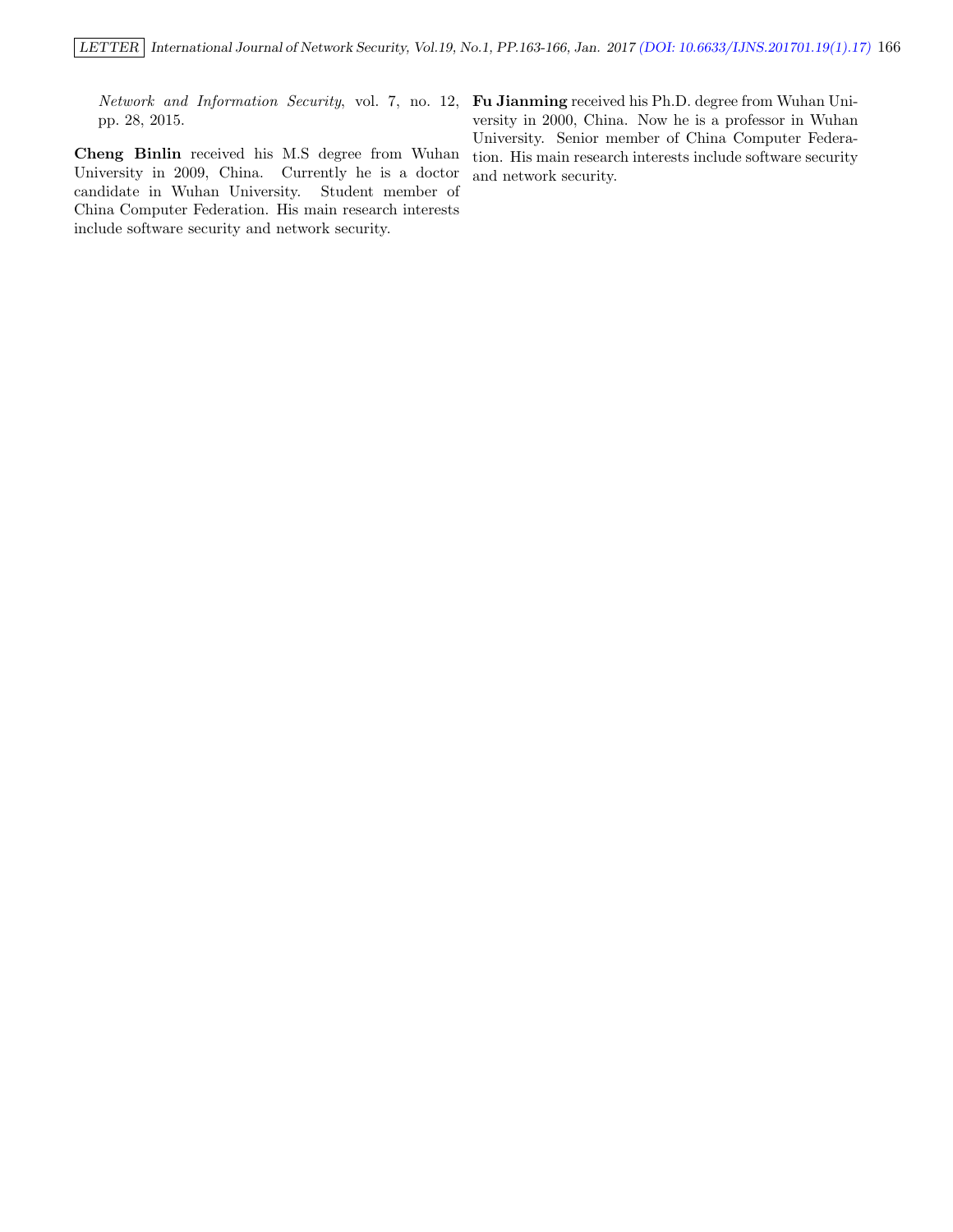*Network and Information Security*, vol. 7, no. 12, pp. 28, 2015.

**Cheng Binlin** received his M.S degree from Wuhan University in 2009, China. Currently he is a doctor candidate in Wuhan University. Student member of China Computer Federation. His main research interests include software security and network security.

**Fu Jianming** received his Ph.D. degree from Wuhan University in 2000, China. Now he is a professor in Wuhan University. Senior member of China Computer Federation. His main research interests include software security and network security.